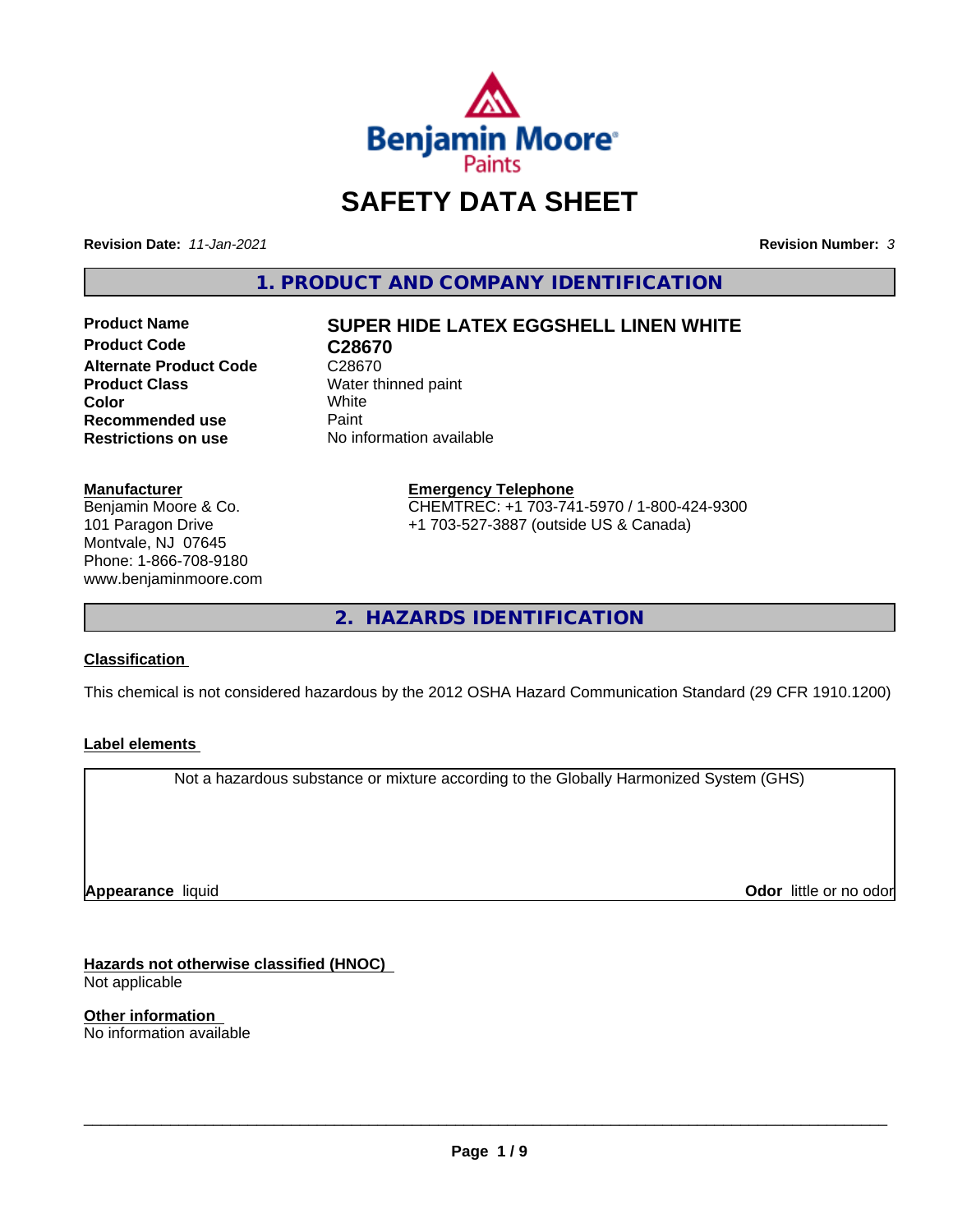# SAFETY DATA SHEET

**Revision Date:** *11-Jan-2021*

**Revision Number:** *3*

## 1. PRODUCT AND COMPANY IDENTIFICATION

| | |
|---|---|
| **Product Name** | **SUPER HIDE LATEX EGGSHELL LINEN WHITE** |
| **Product Code** | **C28670** |
| **Alternate Product Code** | C28670 |
| **Product Class** | Water thinned paint |
| **Color** | White |
| **Recommended use** | Paint |
| **Restrictions on use** | No information available |

**Manufacturer**
Benjamin Moore & Co.
101 Paragon Drive
Montvale, NJ 07645
Phone: 1-866-708-9180
www.benjaminmoore.com

**Emergency Telephone**
CHEMTREC: +1 703-741-5970 / 1-800-424-9300
+1 703-527-3887 (outside US & Canada)

## 2. HAZARDS IDENTIFICATION

**Classification**

This chemical is not considered hazardous by the 2012 OSHA Hazard Communication Standard (29 CFR 1910.1200)

**Label elements**

Not a hazardous substance or mixture according to the Globally Harmonized System (GHS)

**Appearance** liquid

**Odor** little or no odor

**Hazards not otherwise classified (HNOC)**
Not applicable

**Other information**
No information available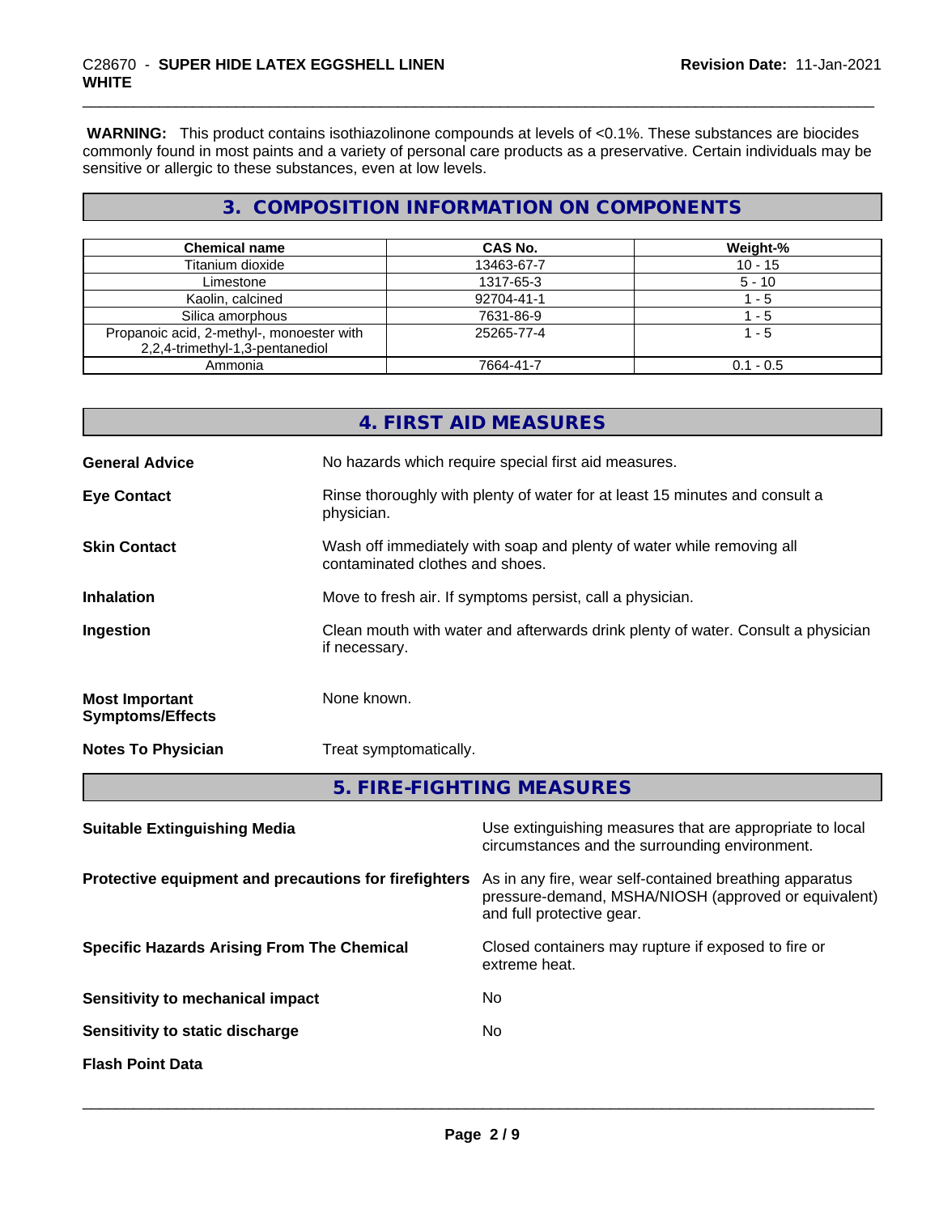**WARNING:** This product contains isothiazolinone compounds at levels of <0.1%. These substances are biocides commonly found in most paints and a variety of personal care products as a preservative. Certain individuals may be sensitive or allergic to these substances, even at low levels.

## 3. COMPOSITION INFORMATION ON COMPONENTS

| Chemical name | CAS No. | Weight-% |
|---|---|---|
| Titanium dioxide | 13463-67-7 | 10 - 15 |
| Limestone | 1317-65-3 | 5 - 10 |
| Kaolin, calcined | 92704-41-1 | 1 - 5 |
| Silica amorphous | 7631-86-9 | 1 - 5 |
| Propanoic acid, 2-methyl-, monoester with 2,2,4-trimethyl-1,3-pentanediol | 25265-77-4 | 1 - 5 |
| Ammonia | 7664-41-7 | 0.1 - 0.5 |

## 4. FIRST AID MEASURES

**General Advice**: No hazards which require special first aid measures.

**Eye Contact**: Rinse thoroughly with plenty of water for at least 15 minutes and consult a physician.

**Skin Contact**: Wash off immediately with soap and plenty of water while removing all contaminated clothes and shoes.

**Inhalation**: Move to fresh air. If symptoms persist, call a physician.

**Ingestion**: Clean mouth with water and afterwards drink plenty of water. Consult a physician if necessary.

**Most Important Symptoms/Effects**: None known.

**Notes To Physician**: Treat symptomatically.

## 5. FIRE-FIGHTING MEASURES

**Suitable Extinguishing Media**: Use extinguishing measures that are appropriate to local circumstances and the surrounding environment.

**Protective equipment and precautions for firefighters**: As in any fire, wear self-contained breathing apparatus pressure-demand, MSHA/NIOSH (approved or equivalent) and full protective gear.

**Specific Hazards Arising From The Chemical**: Closed containers may rupture if exposed to fire or extreme heat.

**Sensitivity to mechanical impact**: No

**Sensitivity to static discharge**: No

**Flash Point Data**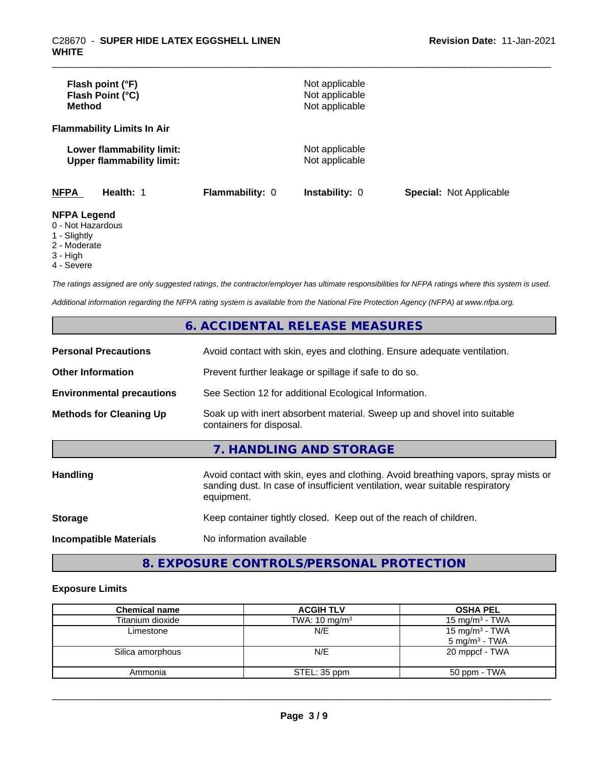**Flash point (°F)** Not applicable
**Flash Point (°C)** Not applicable
**Method** Not applicable

**Flammability Limits In Air**

**Lower flammability limit:** Not applicable
**Upper flammability limit:** Not applicable

| NFPA | Health: 1 | Flammability: 0 | Instability: 0 | Special: Not Applicable |
|---|---|---|---|---|

**NFPA Legend**
0 - Not Hazardous
1 - Slightly
2 - Moderate
3 - High
4 - Severe

*The ratings assigned are only suggested ratings, the contractor/employer has ultimate responsibilities for NFPA ratings where this system is used.*

*Additional information regarding the NFPA rating system is available from the National Fire Protection Agency (NFPA) at www.nfpa.org.*

## 6. ACCIDENTAL RELEASE MEASURES

| | |
|---|---|
| **Personal Precautions** | Avoid contact with skin, eyes and clothing. Ensure adequate ventilation. |
| **Other Information** | Prevent further leakage or spillage if safe to do so. |
| **Environmental precautions** | See Section 12 for additional Ecological Information. |
| **Methods for Cleaning Up** | Soak up with inert absorbent material. Sweep up and shovel into suitable containers for disposal. |

## 7. HANDLING AND STORAGE

| | |
|---|---|
| **Handling** | Avoid contact with skin, eyes and clothing. Avoid breathing vapors, spray mists or sanding dust. In case of insufficient ventilation, wear suitable respiratory equipment. |
| **Storage** | Keep container tightly closed. Keep out of the reach of children. |
| **Incompatible Materials** | No information available |

## 8. EXPOSURE CONTROLS/PERSONAL PROTECTION

### Exposure Limits

| Chemical name | ACGIH TLV | OSHA PEL |
|---|---|---|
| Titanium dioxide | TWA: 10 mg/m$^3$ | 15 mg/m$^3$ - TWA |
| Limestone | N/E | 15 mg/m$^3$ - TWA<br>5 mg/m$^3$ - TWA |
| Silica amorphous | N/E | 20 mppcf - TWA |
| Ammonia | STEL: 35 ppm | 50 ppm - TWA |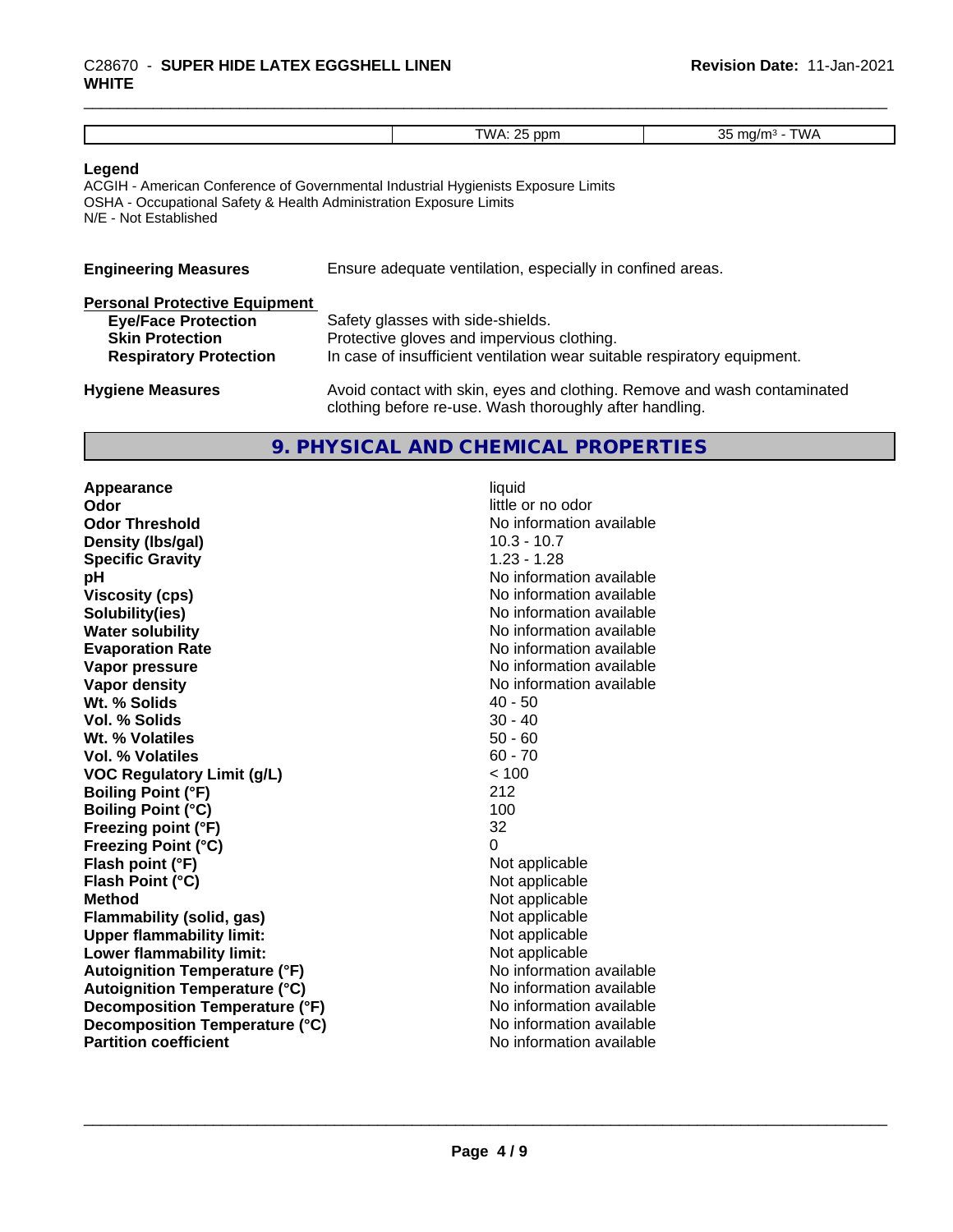| | TWA: 25 ppm | 35 mg/m³ - TWA |
|---|---|---|

**Legend**

ACGIH - American Conference of Governmental Industrial Hygienists Exposure Limits
OSHA - Occupational Safety & Health Administration Exposure Limits
N/E - Not Established

**Engineering Measures** Ensure adequate ventilation, especially in confined areas.

**Personal Protective Equipment**

**Eye/Face Protection** Safety glasses with side-shields.
**Skin Protection** Protective gloves and impervious clothing.
**Respiratory Protection** In case of insufficient ventilation wear suitable respiratory equipment.

**Hygiene Measures** Avoid contact with skin, eyes and clothing. Remove and wash contaminated clothing before re-use. Wash thoroughly after handling.

## 9. PHYSICAL AND CHEMICAL PROPERTIES

| Property | Value |
|---|---|
| **Appearance** | liquid |
| **Odor** | little or no odor |
| **Odor Threshold** | No information available |
| **Density (lbs/gal)** | 10.3 - 10.7 |
| **Specific Gravity** | 1.23 - 1.28 |
| **pH** | No information available |
| **Viscosity (cps)** | No information available |
| **Solubility(ies)** | No information available |
| **Water solubility** | No information available |
| **Evaporation Rate** | No information available |
| **Vapor pressure** | No information available |
| **Vapor density** | No information available |
| **Wt. % Solids** | 40 - 50 |
| **Vol. % Solids** | 30 - 40 |
| **Wt. % Volatiles** | 50 - 60 |
| **Vol. % Volatiles** | 60 - 70 |
| **VOC Regulatory Limit (g/L)** | < 100 |
| **Boiling Point (°F)** | 212 |
| **Boiling Point (°C)** | 100 |
| **Freezing point (°F)** | 32 |
| **Freezing Point (°C)** | 0 |
| **Flash point (°F)** | Not applicable |
| **Flash Point (°C)** | Not applicable |
| **Method** | Not applicable |
| **Flammability (solid, gas)** | Not applicable |
| **Upper flammability limit:** | Not applicable |
| **Lower flammability limit:** | Not applicable |
| **Autoignition Temperature (°F)** | No information available |
| **Autoignition Temperature (°C)** | No information available |
| **Decomposition Temperature (°F)** | No information available |
| **Decomposition Temperature (°C)** | No information available |
| **Partition coefficient** | No information available |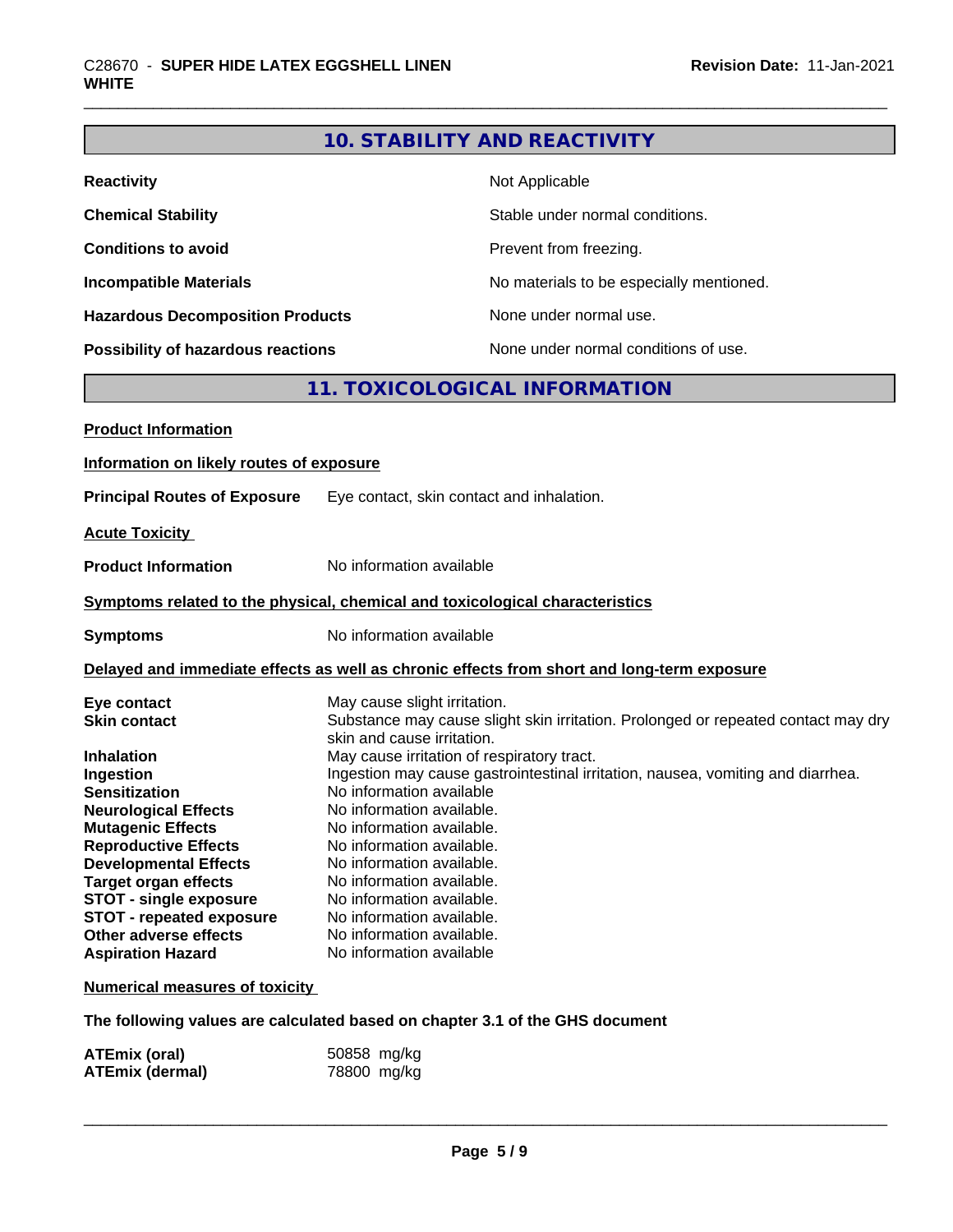## 10. STABILITY AND REACTIVITY

| | |
|---|---|
| **Reactivity** | Not Applicable |
| **Chemical Stability** | Stable under normal conditions. |
| **Conditions to avoid** | Prevent from freezing. |
| **Incompatible Materials** | No materials to be especially mentioned. |
| **Hazardous Decomposition Products** | None under normal use. |
| **Possibility of hazardous reactions** | None under normal conditions of use. |

## 11. TOXICOLOGICAL INFORMATION

**Product Information**

**Information on likely routes of exposure**

**Principal Routes of Exposure** Eye contact, skin contact and inhalation.

**Acute Toxicity**

**Product Information** No information available

**Symptoms related to the physical, chemical and toxicological characteristics**

**Symptoms** No information available

**Delayed and immediate effects as well as chronic effects from short and long-term exposure**

| | |
|---|---|
| **Eye contact** | May cause slight irritation. |
| **Skin contact** | Substance may cause slight skin irritation. Prolonged or repeated contact may dry skin and cause irritation. |
| **Inhalation** | May cause irritation of respiratory tract. |
| **Ingestion** | Ingestion may cause gastrointestinal irritation, nausea, vomiting and diarrhea. |
| **Sensitization** | No information available |
| **Neurological Effects** | No information available. |
| **Mutagenic Effects** | No information available. |
| **Reproductive Effects** | No information available. |
| **Developmental Effects** | No information available. |
| **Target organ effects** | No information available. |
| **STOT - single exposure** | No information available. |
| **STOT - repeated exposure** | No information available. |
| **Other adverse effects** | No information available. |
| **Aspiration Hazard** | No information available |

**Numerical measures of toxicity**

**The following values are calculated based on chapter 3.1 of the GHS document**

| | |
|---|---|
| **ATEmix (oral)** | 50858 mg/kg |
| **ATEmix (dermal)** | 78800 mg/kg |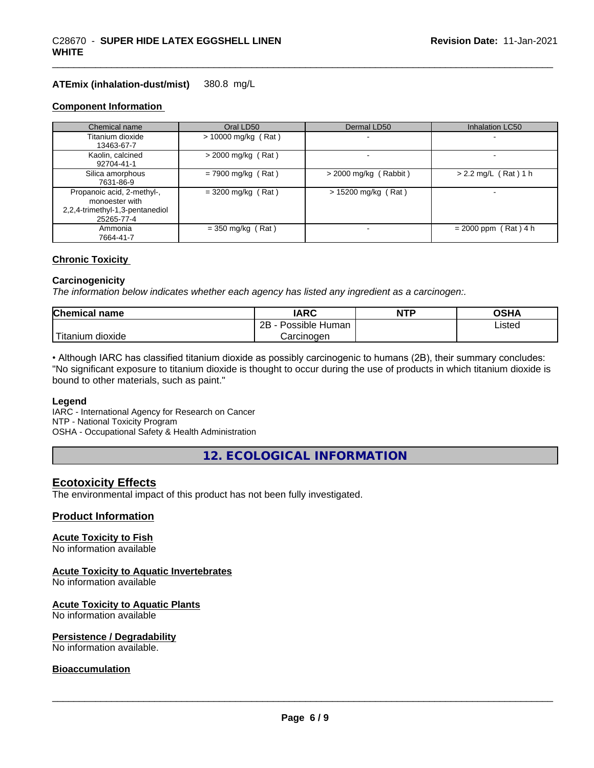**ATEmix (inhalation-dust/mist)** 380.8 mg/L

### Component Information

| Chemical name | Oral LD50 | Dermal LD50 | Inhalation LC50 |
|---|---|---|---|
| Titanium dioxide<br>13463-67-7 | > 10000 mg/kg ( Rat ) | - | - |
| Kaolin, calcined<br>92704-41-1 | > 2000 mg/kg ( Rat ) | - | - |
| Silica amorphous<br>7631-86-9 | = 7900 mg/kg ( Rat ) | > 2000 mg/kg ( Rabbit ) | > 2.2 mg/L ( Rat ) 1 h |
| Propanoic acid, 2-methyl-, monoester with 2,2,4-trimethyl-1,3-pentanediol<br>25265-77-4 | = 3200 mg/kg ( Rat ) | > 15200 mg/kg ( Rat ) | - |
| Ammonia<br>7664-41-7 | = 350 mg/kg ( Rat ) | - | = 2000 ppm ( Rat ) 4 h |

### Chronic Toxicity

**Carcinogenicity**

*The information below indicates whether each agency has listed any ingredient as a carcinogen:.*

| Chemical name | IARC | NTP | OSHA |
|---|---|---|---|
| Titanium dioxide | 2B - Possible Human Carcinogen | | Listed |

• Although IARC has classified titanium dioxide as possibly carcinogenic to humans (2B), their summary concludes: "No significant exposure to titanium dioxide is thought to occur during the use of products in which titanium dioxide is bound to other materials, such as paint."

**Legend**

IARC - International Agency for Research on Cancer
NTP - National Toxicity Program
OSHA - Occupational Safety & Health Administration

## 12. ECOLOGICAL INFORMATION

### Ecotoxicity Effects

The environmental impact of this product has not been fully investigated.

### Product Information

**Acute Toxicity to Fish**

No information available

**Acute Toxicity to Aquatic Invertebrates**

No information available

**Acute Toxicity to Aquatic Plants**

No information available

**Persistence / Degradability**

No information available.

**Bioaccumulation**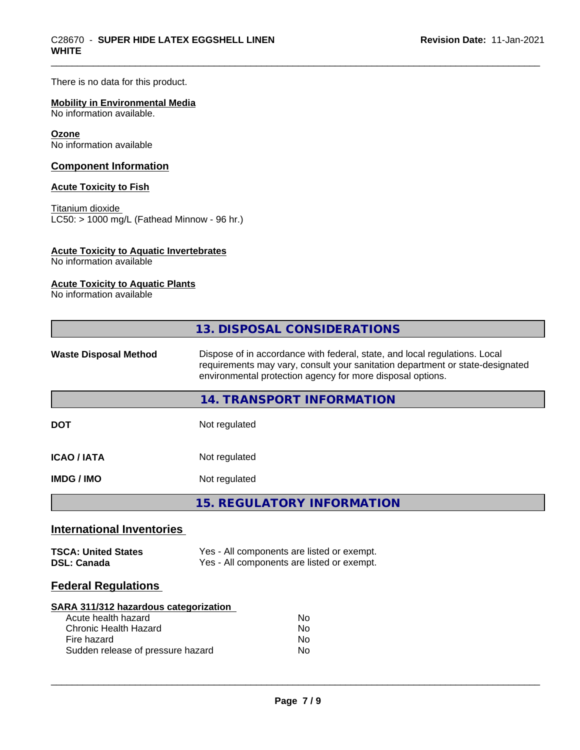There is no data for this product.

**Mobility in Environmental Media**
No information available.

**Ozone**
No information available

## Component Information

**Acute Toxicity to Fish**

Titanium dioxide
LC50: > 1000 mg/L (Fathead Minnow - 96 hr.)

**Acute Toxicity to Aquatic Invertebrates**
No information available

**Acute Toxicity to Aquatic Plants**
No information available

## 13. DISPOSAL CONSIDERATIONS

| | |
|---|---|
| **Waste Disposal Method** | Dispose of in accordance with federal, state, and local regulations. Local requirements may vary, consult your sanitation department or state-designated environmental protection agency for more disposal options. |

## 14. TRANSPORT INFORMATION

| | |
|---|---|
| **DOT** | Not regulated |
| **ICAO / IATA** | Not regulated |
| **IMDG / IMO** | Not regulated |

## 15. REGULATORY INFORMATION

### International Inventories

| | |
|---|---|
| **TSCA: United States** | Yes - All components are listed or exempt. |
| **DSL: Canada** | Yes - All components are listed or exempt. |

### Federal Regulations

**SARA 311/312 hazardous categorization**

| | |
|---|---|
| Acute health hazard | No |
| Chronic Health Hazard | No |
| Fire hazard | No |
| Sudden release of pressure hazard | No |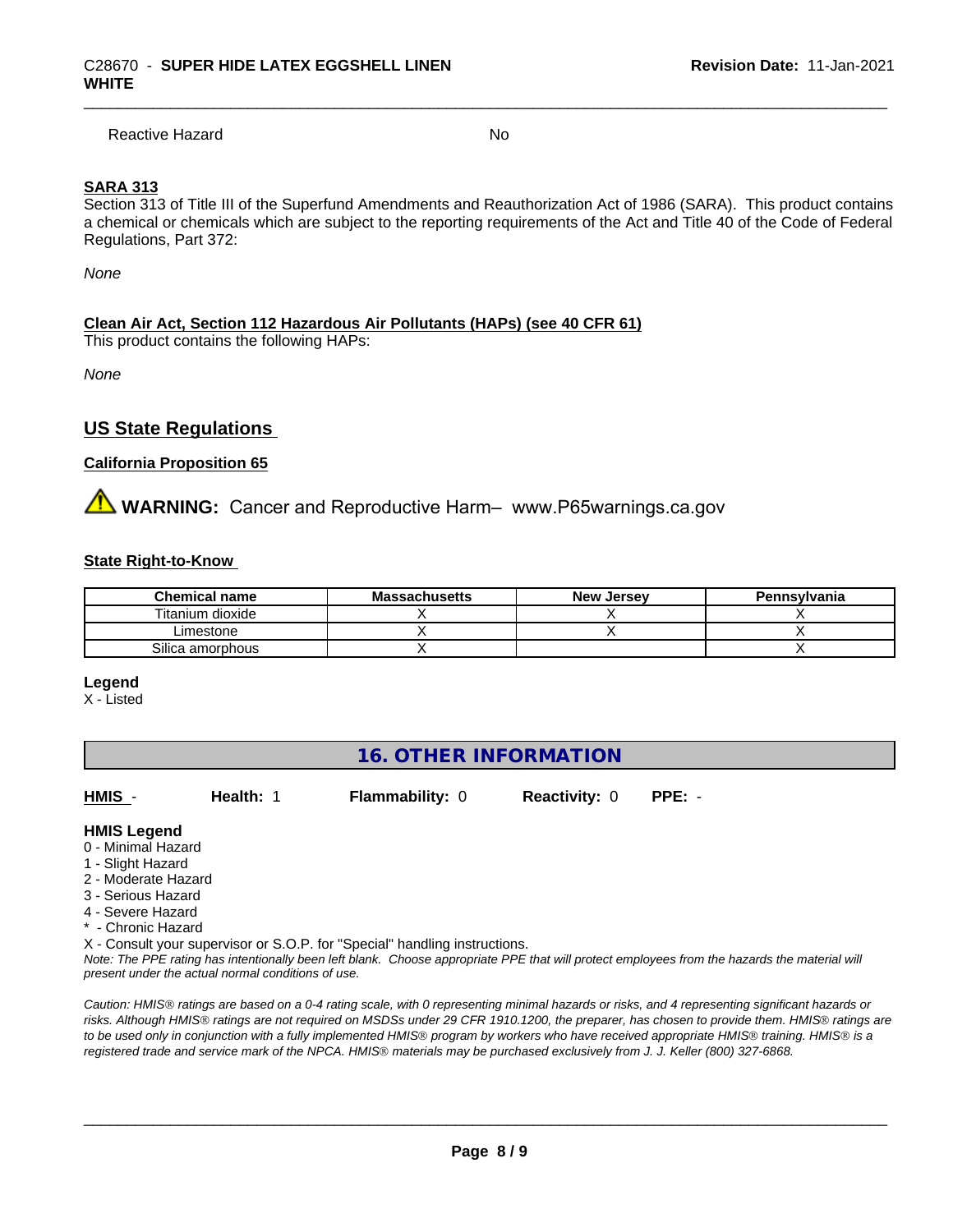| Reactive Hazard | No |
|---|---|

**SARA 313**

Section 313 of Title III of the Superfund Amendments and Reauthorization Act of 1986 (SARA). This product contains a chemical or chemicals which are subject to the reporting requirements of the Act and Title 40 of the Code of Federal Regulations, Part 372:

*None*

**Clean Air Act, Section 112 Hazardous Air Pollutants (HAPs) (see 40 CFR 61)**

This product contains the following HAPs:

*None*

## US State Regulations

**California Proposition 65**

**WARNING:** Cancer and Reproductive Harm– www.P65warnings.ca.gov

**State Right-to-Know**

| Chemical name | Massachusetts | New Jersey | Pennsylvania |
|---|---|---|---|
| Titanium dioxide | X | X | X |
| Limestone | X | X | X |
| Silica amorphous | X | | X |

**Legend**

X - Listed

## 16. OTHER INFORMATION

| HMIS - | Health: 1 | Flammability: 0 | Reactivity: 0 | PPE: - |
|---|---|---|---|---|

**HMIS Legend**

0 - Minimal Hazard
1 - Slight Hazard
2 - Moderate Hazard
3 - Serious Hazard
4 - Severe Hazard
* - Chronic Hazard
X - Consult your supervisor or S.O.P. for "Special" handling instructions.

*Note: The PPE rating has intentionally been left blank. Choose appropriate PPE that will protect employees from the hazards the material will present under the actual normal conditions of use.*

*Caution: HMIS® ratings are based on a 0-4 rating scale, with 0 representing minimal hazards or risks, and 4 representing significant hazards or risks. Although HMIS® ratings are not required on MSDSs under 29 CFR 1910.1200, the preparer, has chosen to provide them. HMIS® ratings are to be used only in conjunction with a fully implemented HMIS® program by workers who have received appropriate HMIS® training. HMIS® is a registered trade and service mark of the NPCA. HMIS® materials may be purchased exclusively from J. J. Keller (800) 327-6868.*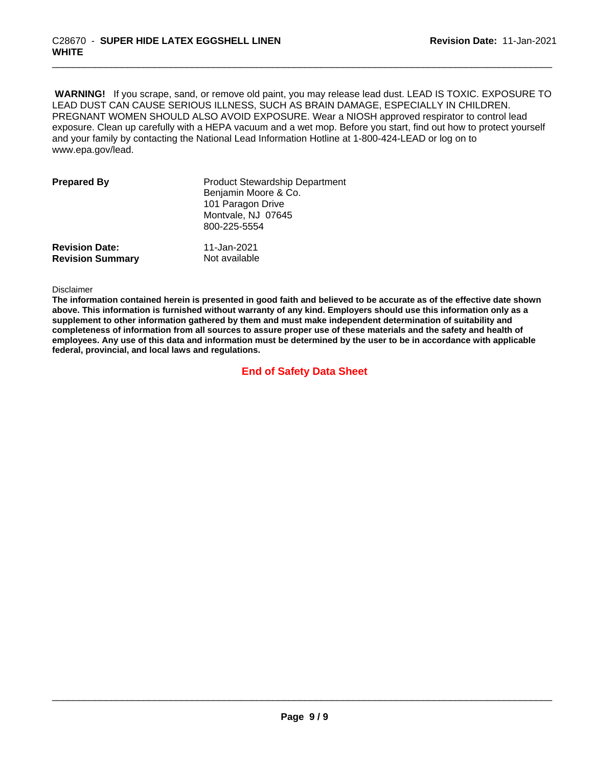**WARNING!** If you scrape, sand, or remove old paint, you may release lead dust. LEAD IS TOXIC. EXPOSURE TO LEAD DUST CAN CAUSE SERIOUS ILLNESS, SUCH AS BRAIN DAMAGE, ESPECIALLY IN CHILDREN. PREGNANT WOMEN SHOULD ALSO AVOID EXPOSURE. Wear a NIOSH approved respirator to control lead exposure. Clean up carefully with a HEPA vacuum and a wet mop. Before you start, find out how to protect yourself and your family by contacting the National Lead Information Hotline at 1-800-424-LEAD or log on to www.epa.gov/lead.

| | |
|---|---|
| **Prepared By** | Product Stewardship Department<br>Benjamin Moore & Co.<br>101 Paragon Drive<br>Montvale, NJ 07645<br>800-225-5554 |
| **Revision Date:** | 11-Jan-2021 |
| **Revision Summary** | Not available |

Disclaimer

**The information contained herein is presented in good faith and believed to be accurate as of the effective date shown above. This information is furnished without warranty of any kind. Employers should use this information only as a supplement to other information gathered by them and must make independent determination of suitability and completeness of information from all sources to assure proper use of these materials and the safety and health of employees. Any use of this data and information must be determined by the user to be in accordance with applicable federal, provincial, and local laws and regulations.**

**End of Safety Data Sheet**